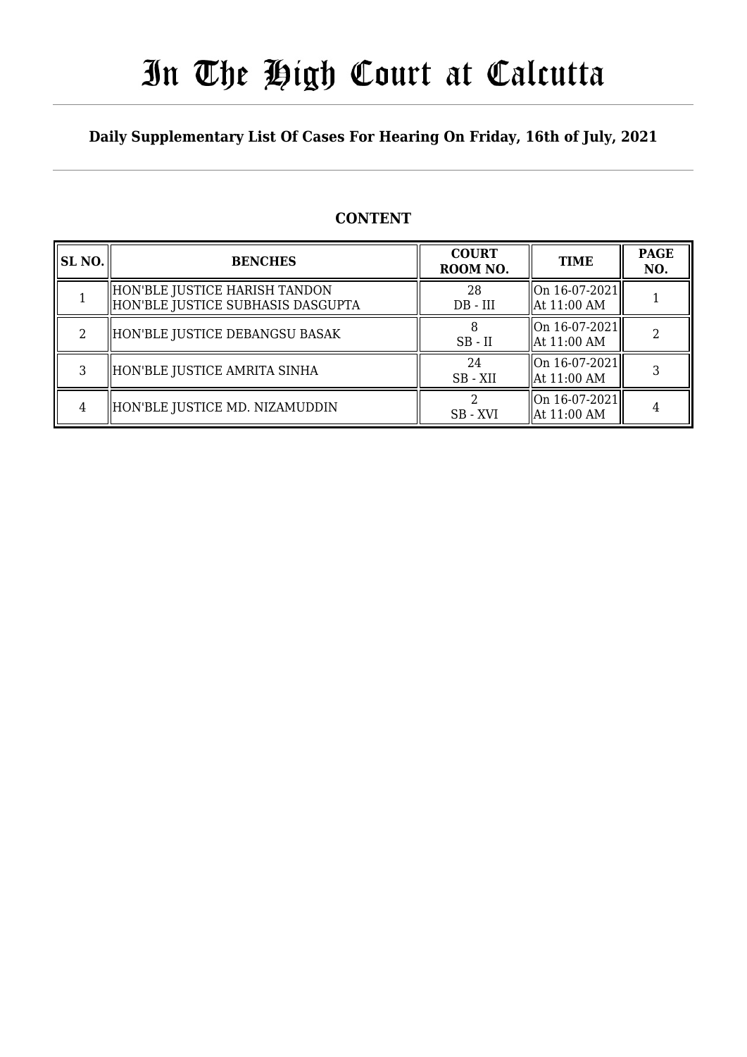# In The High Court at Calcutta

## Daily Supplementary List Of Cases For Hearing On Friday, 16th of July, 2021

### CONTENT

| SL NO. | BENCHES | COURT ROOM NO. | TIME | PAGE NO. |
|---|---|---|---|---|
| 1 | HON'BLE JUSTICE HARISH TANDON<br>HON'BLE JUSTICE SUBHASIS DASGUPTA | 28<br>DB - III | On 16-07-2021<br>At 11:00 AM | 1 |
| 2 | HON'BLE JUSTICE DEBANGSU BASAK | 8<br>SB - II | On 16-07-2021<br>At 11:00 AM | 2 |
| 3 | HON'BLE JUSTICE AMRITA SINHA | 24<br>SB - XII | On 16-07-2021<br>At 11:00 AM | 3 |
| 4 | HON'BLE JUSTICE MD. NIZAMUDDIN | 2<br>SB - XVI | On 16-07-2021<br>At 11:00 AM | 4 |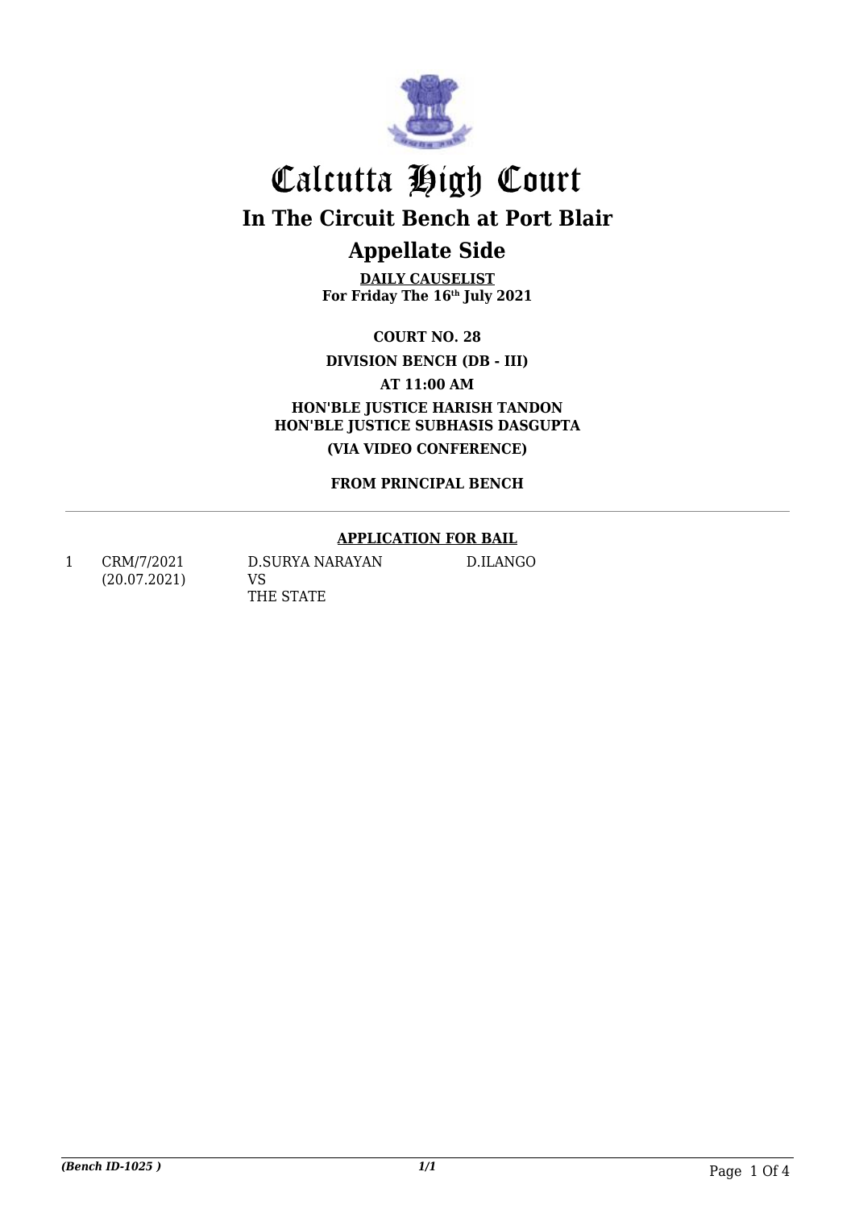# Calcutta High Court

## In The Circuit Bench at Port Blair

## Appellate Side

**DAILY CAUSELIST**
**For Friday The 16th July 2021**

**COURT NO. 28**

**DIVISION BENCH (DB - III)**

**AT 11:00 AM**

**HON'BLE JUSTICE HARISH TANDON**
**HON'BLE JUSTICE SUBHASIS DASGUPTA**

**(VIA VIDEO CONFERENCE)**

**FROM PRINCIPAL BENCH**

---

**APPLICATION FOR BAIL**

| | | | |
|---|---|---|---|
| 1 | CRM/7/2021<br>(20.07.2021) | D.SURYA NARAYAN<br>VS<br>THE STATE | D.ILANGO |

*(Bench ID-1025 )* 1/1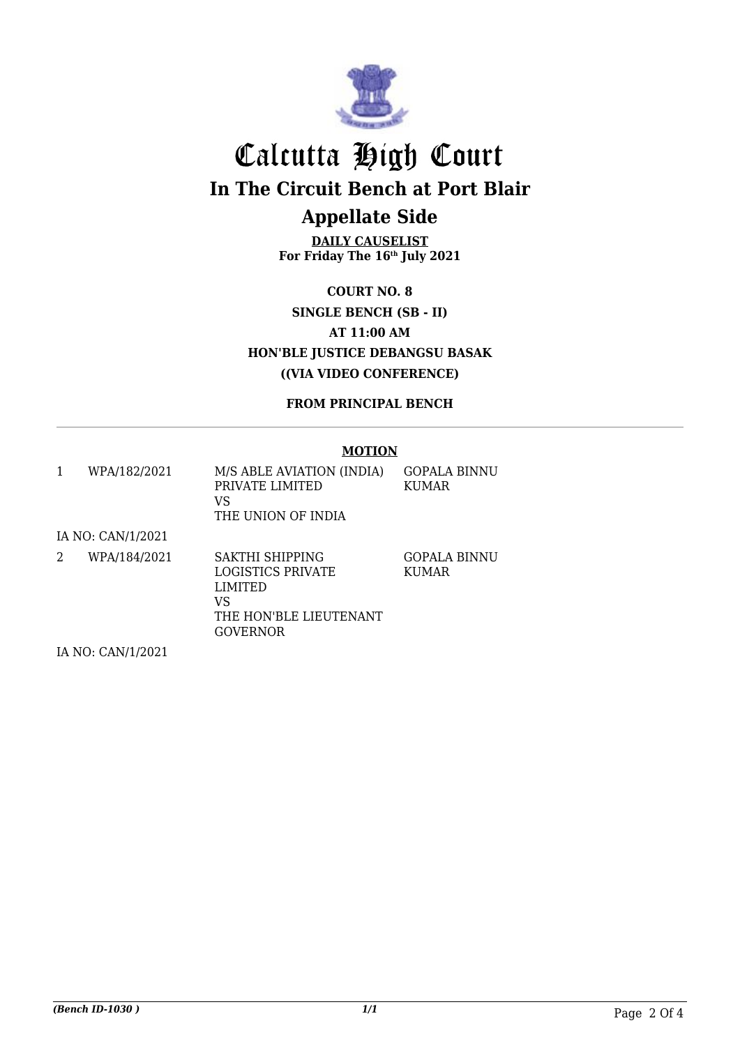# Calcutta High Court

## In The Circuit Bench at Port Blair

## Appellate Side

**DAILY CAUSELIST**
**For Friday The 16th July 2021**

**COURT NO. 8**
**SINGLE BENCH (SB - II)**
**AT 11:00 AM**
**HON'BLE JUSTICE DEBANGSU BASAK**
**((VIA VIDEO CONFERENCE)**

**FROM PRINCIPAL BENCH**

**MOTION**

| | | | |
|---|---|---|---|
| 1 | WPA/182/2021 | M/S ABLE AVIATION (INDIA) PRIVATE LIMITED VS THE UNION OF INDIA | GOPALA BINNU KUMAR |
| IA NO: CAN/1/2021 | | | |
| 2 | WPA/184/2021 | SAKTHI SHIPPING LOGISTICS PRIVATE LIMITED VS THE HON'BLE LIEUTENANT GOVERNOR | GOPALA BINNU KUMAR |
| IA NO: CAN/1/2021 | | | |

*(Bench ID-1030 )*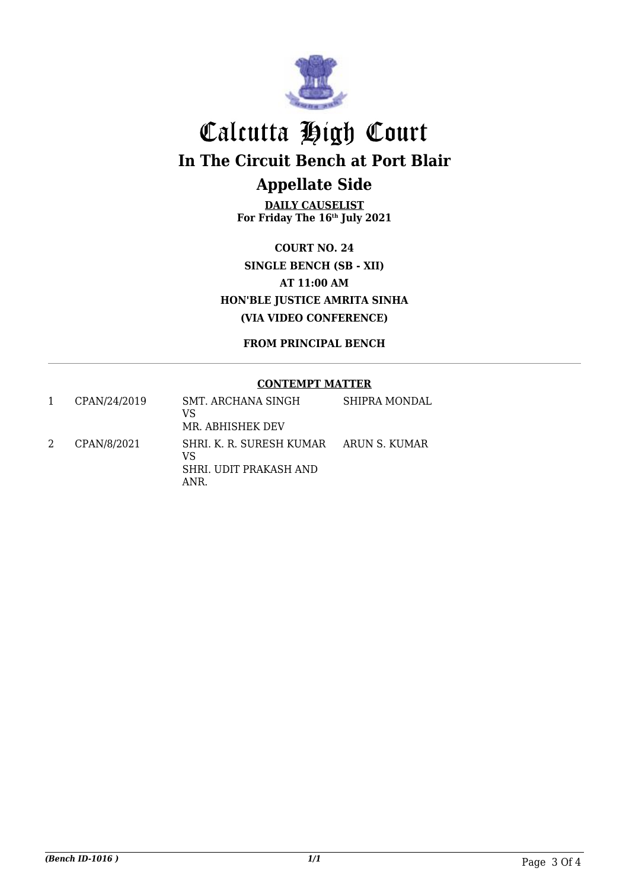# Calcutta High Court

## In The Circuit Bench at Port Blair

## Appellate Side

**DAILY CAUSELIST**
**For Friday The 16th July 2021**

**COURT NO. 24**
**SINGLE BENCH (SB - XII)**
**AT 11:00 AM**
**HON'BLE JUSTICE AMRITA SINHA**
**(VIA VIDEO CONFERENCE)**

**FROM PRINCIPAL BENCH**

**CONTEMPT MATTER**

| | | | |
|---|---|---|---|
| 1 | CPAN/24/2019 | SMT. ARCHANA SINGH<br>VS<br>MR. ABHISHEK DEV | SHIPRA MONDAL |
| 2 | CPAN/8/2021 | SHRI. K. R. SURESH KUMAR<br>VS<br>SHRI. UDIT PRAKASH AND ANR. | ARUN S. KUMAR |

*(Bench ID-1016 )* *1/1*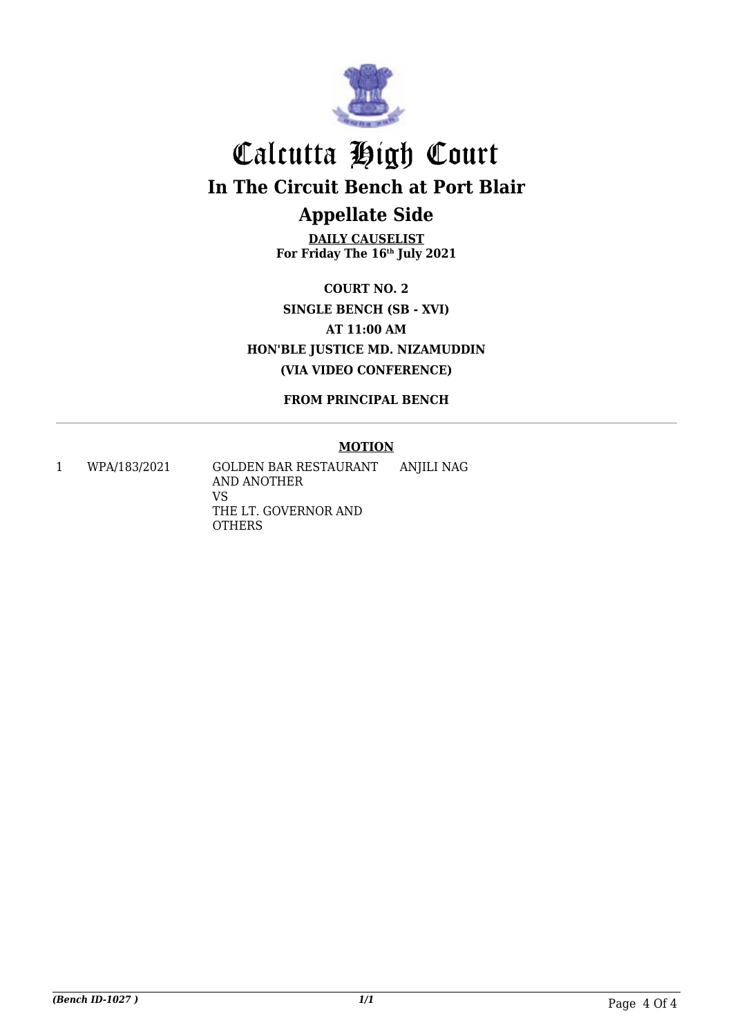# Calcutta High Court

## In The Circuit Bench at Port Blair

## Appellate Side

**DAILY CAUSELIST**
**For Friday The 16th July 2021**

**COURT NO. 2**
**SINGLE BENCH (SB - XVI)**
**AT 11:00 AM**
**HON'BLE JUSTICE MD. NIZAMUDDIN**
**(VIA VIDEO CONFERENCE)**

**FROM PRINCIPAL BENCH**

**MOTION**

| | | | |
|---|---|---|---|
| 1 | WPA/183/2021 | GOLDEN BAR RESTAURANT AND ANOTHER VS THE LT. GOVERNOR AND OTHERS | ANJILI NAG |

*(Bench ID-1027 )* 1/1